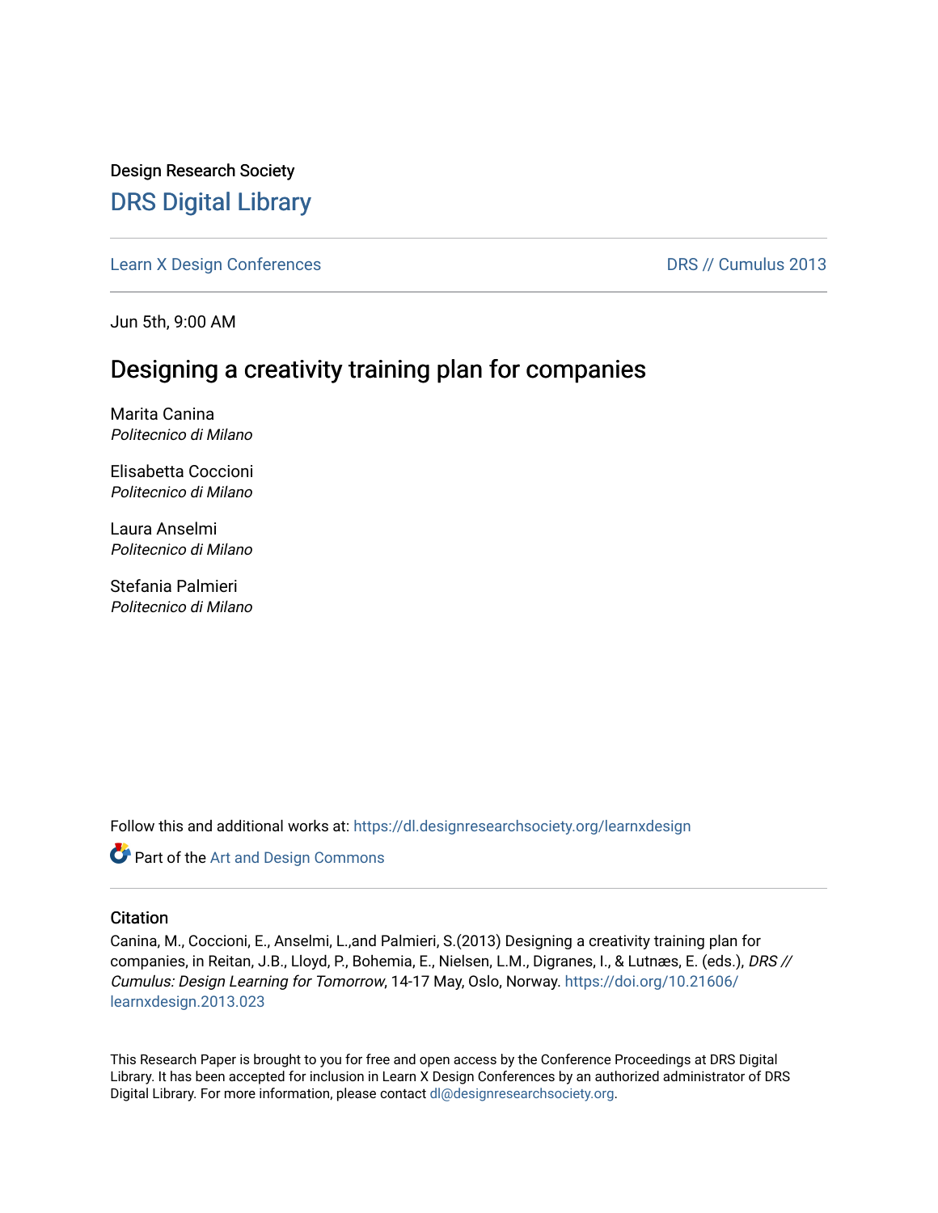Design Research Society

# DRS Digital Library

Learn X Design Conferences | DRS // Cumulus 2013

Jun 5th, 9:00 AM

## Designing a creativity training plan for companies

Marita Canina
*Politecnico di Milano*

Elisabetta Coccioni
*Politecnico di Milano*

Laura Anselmi
*Politecnico di Milano*

Stefania Palmieri
*Politecnico di Milano*

Follow this and additional works at: https://dl.designresearchsociety.org/learnxdesign

Part of the Art and Design Commons

### Citation

Canina, M., Coccioni, E., Anselmi, L.,and Palmieri, S.(2013) Designing a creativity training plan for companies, in Reitan, J.B., Lloyd, P., Bohemia, E., Nielsen, L.M., Digranes, I., & Lutnæs, E. (eds.), *DRS // Cumulus: Design Learning for Tomorrow*, 14-17 May, Oslo, Norway. https://doi.org/10.21606/learnxdesign.2013.023

This Research Paper is brought to you for free and open access by the Conference Proceedings at DRS Digital Library. It has been accepted for inclusion in Learn X Design Conferences by an authorized administrator of DRS Digital Library. For more information, please contact dl@designresearchsociety.org.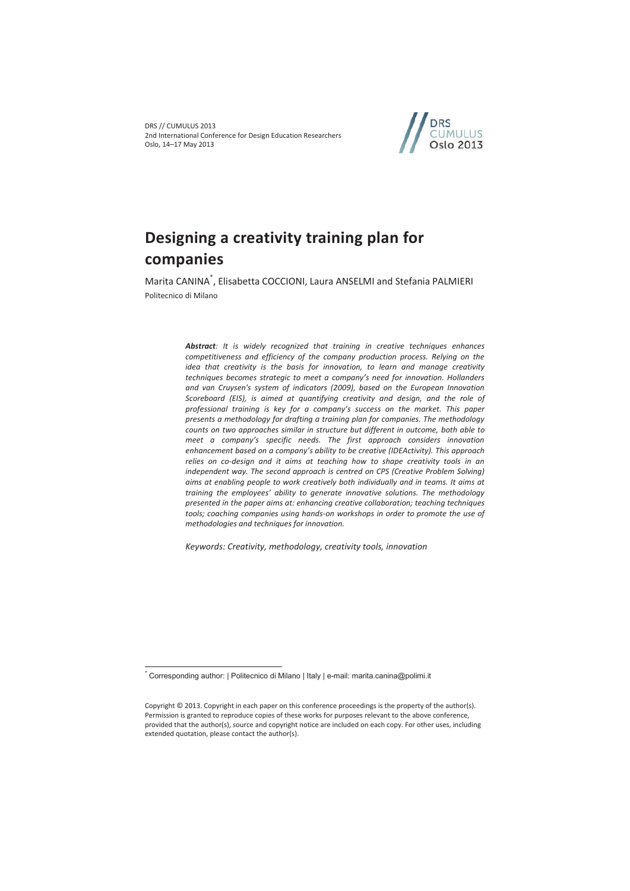# Designing a creativity training plan for companies

Marita CANINA[*], Elisabetta COCCIONI, Laura ANSELMI and Stefania PALMIERI

Politecnico di Milano

***Abstract**: It is widely recognized that training in creative techniques enhances competitiveness and efficiency of the company production process. Relying on the idea that creativity is the basis for innovation, to learn and manage creativity techniques becomes strategic to meet a company's need for innovation. Hollanders and van Cruysen's system of indicators (2009), based on the European Innovation Scoreboard (EIS), is aimed at quantifying creativity and design, and the role of professional training is key for a company's success on the market. This paper presents a methodology for drafting a training plan for companies. The methodology counts on two approaches similar in structure but different in outcome, both able to meet a company's specific needs. The first approach considers innovation enhancement based on a company's ability to be creative (IDEActivity). This approach relies on co-design and it aims at teaching how to shape creativity tools in an independent way. The second approach is centred on CPS (Creative Problem Solving) aims at enabling people to work creatively both individually and in teams. It aims at training the employees' ability to generate innovative solutions. The methodology presented in the paper aims at: enhancing creative collaboration; teaching techniques tools; coaching companies using hands-on workshops in order to promote the use of methodologies and techniques for innovation.*

*Keywords: Creativity, methodology, creativity tools, innovation*

[*] Corresponding author: | Politecnico di Milano | Italy | e-mail: marita.canina@polimi.it

Copyright © 2013. Copyright in each paper on this conference proceedings is the property of the author(s). Permission is granted to reproduce copies of these works for purposes relevant to the above conference, provided that the author(s), source and copyright notice are included on each copy. For other uses, including extended quotation, please contact the author(s).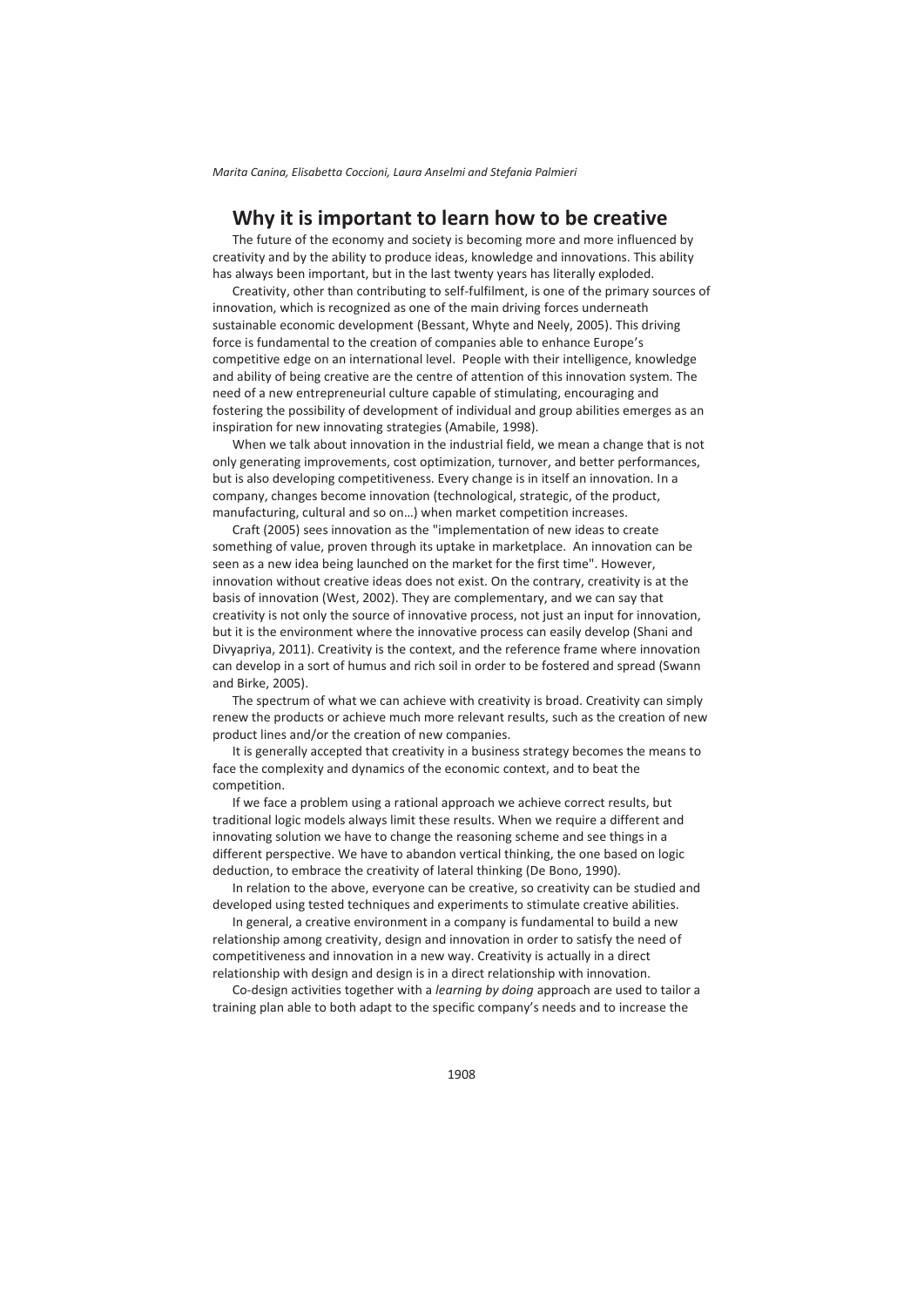## Why it is important to learn how to be creative

The future of the economy and society is becoming more and more influenced by creativity and by the ability to produce ideas, knowledge and innovations. This ability has always been important, but in the last twenty years has literally exploded.

Creativity, other than contributing to self-fulfilment, is one of the primary sources of innovation, which is recognized as one of the main driving forces underneath sustainable economic development (Bessant, Whyte and Neely, 2005). This driving force is fundamental to the creation of companies able to enhance Europe's competitive edge on an international level. People with their intelligence, knowledge and ability of being creative are the centre of attention of this innovation system. The need of a new entrepreneurial culture capable of stimulating, encouraging and fostering the possibility of development of individual and group abilities emerges as an inspiration for new innovating strategies (Amabile, 1998).

When we talk about innovation in the industrial field, we mean a change that is not only generating improvements, cost optimization, turnover, and better performances, but is also developing competitiveness. Every change is in itself an innovation. In a company, changes become innovation (technological, strategic, of the product, manufacturing, cultural and so on…) when market competition increases.

Craft (2005) sees innovation as the "implementation of new ideas to create something of value, proven through its uptake in marketplace. An innovation can be seen as a new idea being launched on the market for the first time". However, innovation without creative ideas does not exist. On the contrary, creativity is at the basis of innovation (West, 2002). They are complementary, and we can say that creativity is not only the source of innovative process, not just an input for innovation, but it is the environment where the innovative process can easily develop (Shani and Divyapriya, 2011). Creativity is the context, and the reference frame where innovation can develop in a sort of humus and rich soil in order to be fostered and spread (Swann and Birke, 2005).

The spectrum of what we can achieve with creativity is broad. Creativity can simply renew the products or achieve much more relevant results, such as the creation of new product lines and/or the creation of new companies.

It is generally accepted that creativity in a business strategy becomes the means to face the complexity and dynamics of the economic context, and to beat the competition.

If we face a problem using a rational approach we achieve correct results, but traditional logic models always limit these results. When we require a different and innovating solution we have to change the reasoning scheme and see things in a different perspective. We have to abandon vertical thinking, the one based on logic deduction, to embrace the creativity of lateral thinking (De Bono, 1990).

In relation to the above, everyone can be creative, so creativity can be studied and developed using tested techniques and experiments to stimulate creative abilities.

In general, a creative environment in a company is fundamental to build a new relationship among creativity, design and innovation in order to satisfy the need of competitiveness and innovation in a new way. Creativity is actually in a direct relationship with design and design is in a direct relationship with innovation.

Co-design activities together with a *learning by doing* approach are used to tailor a training plan able to both adapt to the specific company's needs and to increase the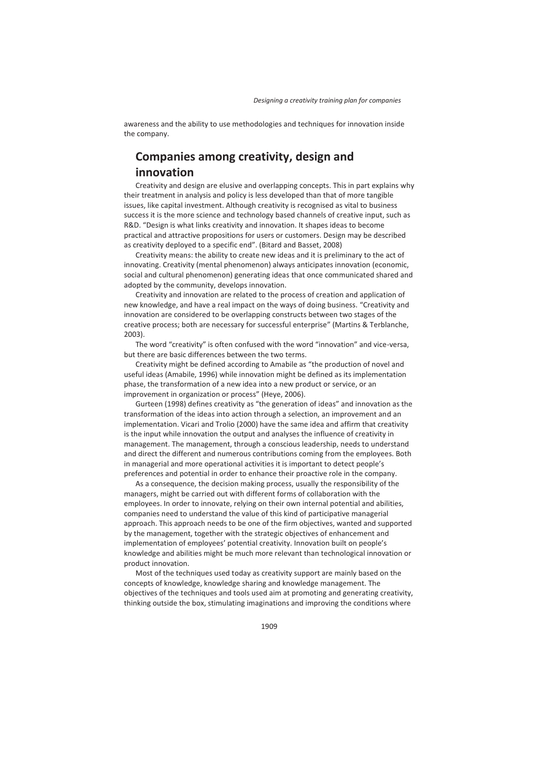awareness and the ability to use methodologies and techniques for innovation inside the company.

## Companies among creativity, design and innovation

Creativity and design are elusive and overlapping concepts. This in part explains why their treatment in analysis and policy is less developed than that of more tangible issues, like capital investment. Although creativity is recognised as vital to business success it is the more science and technology based channels of creative input, such as R&D. "Design is what links creativity and innovation. It shapes ideas to become practical and attractive propositions for users or customers. Design may be described as creativity deployed to a specific end". (Bitard and Basset, 2008)

Creativity means: the ability to create new ideas and it is preliminary to the act of innovating. Creativity (mental phenomenon) always anticipates innovation (economic, social and cultural phenomenon) generating ideas that once communicated shared and adopted by the community, develops innovation.

Creativity and innovation are related to the process of creation and application of new knowledge, and have a real impact on the ways of doing business. "Creativity and innovation are considered to be overlapping constructs between two stages of the creative process; both are necessary for successful enterprise" (Martins & Terblanche, 2003).

The word "creativity" is often confused with the word "innovation" and vice-versa, but there are basic differences between the two terms.

Creativity might be defined according to Amabile as "the production of novel and useful ideas (Amabile, 1996) while innovation might be defined as its implementation phase, the transformation of a new idea into a new product or service, or an improvement in organization or process" (Heye, 2006).

Gurteen (1998) defines creativity as "the generation of ideas" and innovation as the transformation of the ideas into action through a selection, an improvement and an implementation. Vicari and Trolio (2000) have the same idea and affirm that creativity is the input while innovation the output and analyses the influence of creativity in management. The management, through a conscious leadership, needs to understand and direct the different and numerous contributions coming from the employees. Both in managerial and more operational activities it is important to detect people's preferences and potential in order to enhance their proactive role in the company.

As a consequence, the decision making process, usually the responsibility of the managers, might be carried out with different forms of collaboration with the employees. In order to innovate, relying on their own internal potential and abilities, companies need to understand the value of this kind of participative managerial approach. This approach needs to be one of the firm objectives, wanted and supported by the management, together with the strategic objectives of enhancement and implementation of employees' potential creativity. Innovation built on people's knowledge and abilities might be much more relevant than technological innovation or product innovation.

Most of the techniques used today as creativity support are mainly based on the concepts of knowledge, knowledge sharing and knowledge management. The objectives of the techniques and tools used aim at promoting and generating creativity, thinking outside the box, stimulating imaginations and improving the conditions where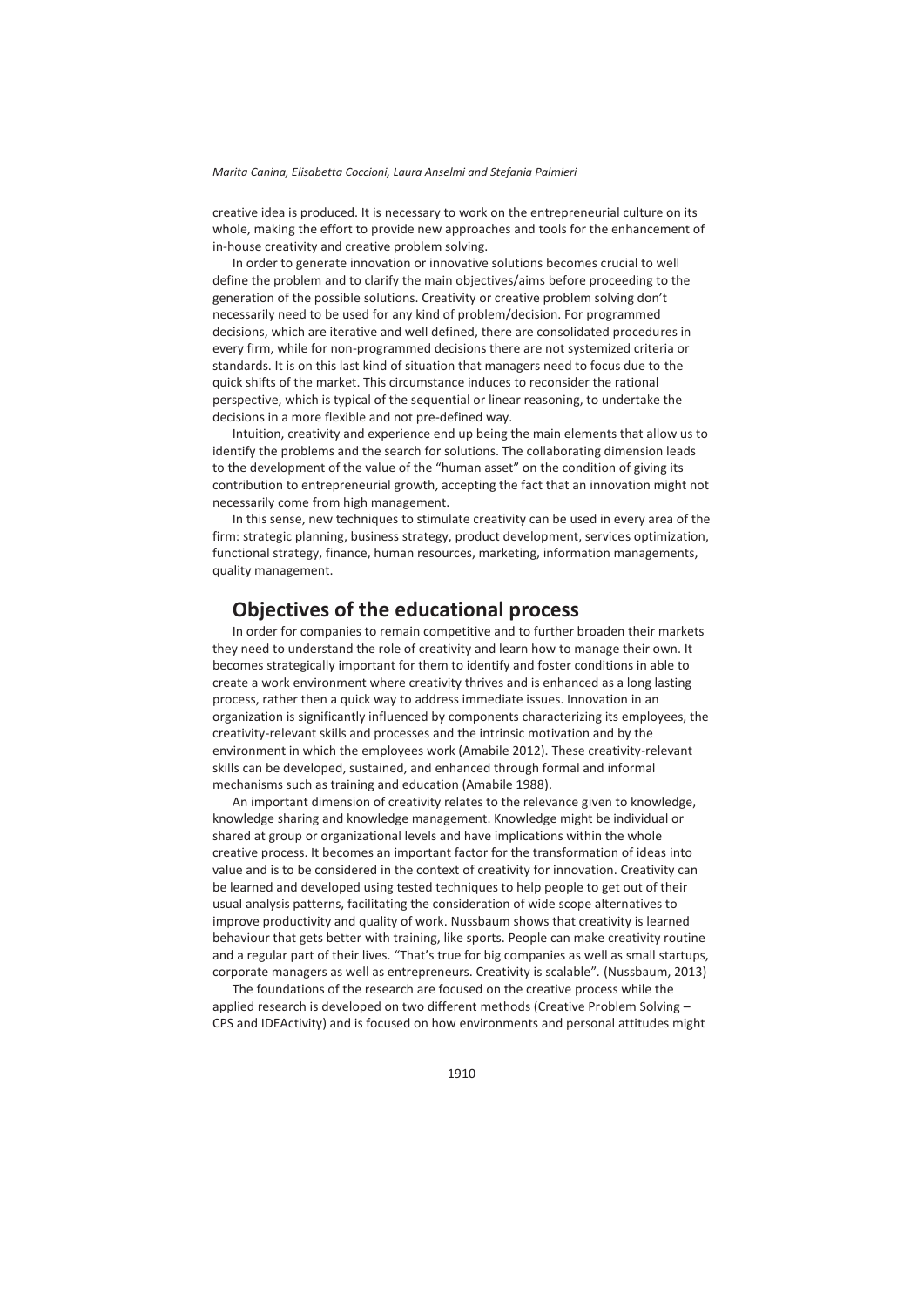creative idea is produced. It is necessary to work on the entrepreneurial culture on its whole, making the effort to provide new approaches and tools for the enhancement of in-house creativity and creative problem solving.

In order to generate innovation or innovative solutions becomes crucial to well define the problem and to clarify the main objectives/aims before proceeding to the generation of the possible solutions. Creativity or creative problem solving don't necessarily need to be used for any kind of problem/decision. For programmed decisions, which are iterative and well defined, there are consolidated procedures in every firm, while for non-programmed decisions there are not systemized criteria or standards. It is on this last kind of situation that managers need to focus due to the quick shifts of the market. This circumstance induces to reconsider the rational perspective, which is typical of the sequential or linear reasoning, to undertake the decisions in a more flexible and not pre-defined way.

Intuition, creativity and experience end up being the main elements that allow us to identify the problems and the search for solutions. The collaborating dimension leads to the development of the value of the "human asset" on the condition of giving its contribution to entrepreneurial growth, accepting the fact that an innovation might not necessarily come from high management.

In this sense, new techniques to stimulate creativity can be used in every area of the firm: strategic planning, business strategy, product development, services optimization, functional strategy, finance, human resources, marketing, information managements, quality management.

## Objectives of the educational process

In order for companies to remain competitive and to further broaden their markets they need to understand the role of creativity and learn how to manage their own. It becomes strategically important for them to identify and foster conditions in able to create a work environment where creativity thrives and is enhanced as a long lasting process, rather then a quick way to address immediate issues. Innovation in an organization is significantly influenced by components characterizing its employees, the creativity-relevant skills and processes and the intrinsic motivation and by the environment in which the employees work (Amabile 2012). These creativity-relevant skills can be developed, sustained, and enhanced through formal and informal mechanisms such as training and education (Amabile 1988).

An important dimension of creativity relates to the relevance given to knowledge, knowledge sharing and knowledge management. Knowledge might be individual or shared at group or organizational levels and have implications within the whole creative process. It becomes an important factor for the transformation of ideas into value and is to be considered in the context of creativity for innovation. Creativity can be learned and developed using tested techniques to help people to get out of their usual analysis patterns, facilitating the consideration of wide scope alternatives to improve productivity and quality of work. Nussbaum shows that creativity is learned behaviour that gets better with training, like sports. People can make creativity routine and a regular part of their lives. "That's true for big companies as well as small startups, corporate managers as well as entrepreneurs. Creativity is scalable". (Nussbaum, 2013)

The foundations of the research are focused on the creative process while the applied research is developed on two different methods (Creative Problem Solving – CPS and IDEActivity) and is focused on how environments and personal attitudes might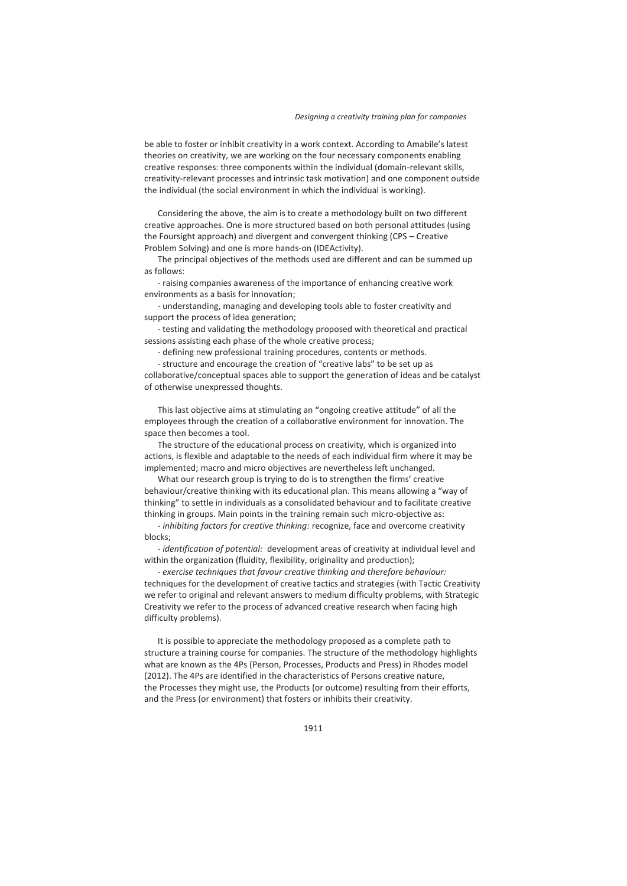be able to foster or inhibit creativity in a work context. According to Amabile's latest theories on creativity, we are working on the four necessary components enabling creative responses: three components within the individual (domain-relevant skills, creativity-relevant processes and intrinsic task motivation) and one component outside the individual (the social environment in which the individual is working).

Considering the above, the aim is to create a methodology built on two different creative approaches. One is more structured based on both personal attitudes (using the Foursight approach) and divergent and convergent thinking (CPS – Creative Problem Solving) and one is more hands-on (IDEActivity).

The principal objectives of the methods used are different and can be summed up as follows:

- raising companies awareness of the importance of enhancing creative work environments as a basis for innovation;
- understanding, managing and developing tools able to foster creativity and support the process of idea generation;
- testing and validating the methodology proposed with theoretical and practical sessions assisting each phase of the whole creative process;
- defining new professional training procedures, contents or methods.
- structure and encourage the creation of "creative labs" to be set up as collaborative/conceptual spaces able to support the generation of ideas and be catalyst of otherwise unexpressed thoughts.

This last objective aims at stimulating an "ongoing creative attitude" of all the employees through the creation of a collaborative environment for innovation. The space then becomes a tool.

The structure of the educational process on creativity, which is organized into actions, is flexible and adaptable to the needs of each individual firm where it may be implemented; macro and micro objectives are nevertheless left unchanged.

What our research group is trying to do is to strengthen the firms' creative behaviour/creative thinking with its educational plan. This means allowing a "way of thinking" to settle in individuals as a consolidated behaviour and to facilitate creative thinking in groups. Main points in the training remain such micro-objective as:

- *inhibiting factors for creative thinking:* recognize, face and overcome creativity blocks;
- *identification of potential:* development areas of creativity at individual level and within the organization (fluidity, flexibility, originality and production);
- *exercise techniques that favour creative thinking and therefore behaviour:* techniques for the development of creative tactics and strategies (with Tactic Creativity we refer to original and relevant answers to medium difficulty problems, with Strategic Creativity we refer to the process of advanced creative research when facing high difficulty problems).

It is possible to appreciate the methodology proposed as a complete path to structure a training course for companies. The structure of the methodology highlights what are known as the 4Ps (Person, Processes, Products and Press) in Rhodes model (2012). The 4Ps are identified in the characteristics of Persons creative nature, the Processes they might use, the Products (or outcome) resulting from their efforts, and the Press (or environment) that fosters or inhibits their creativity.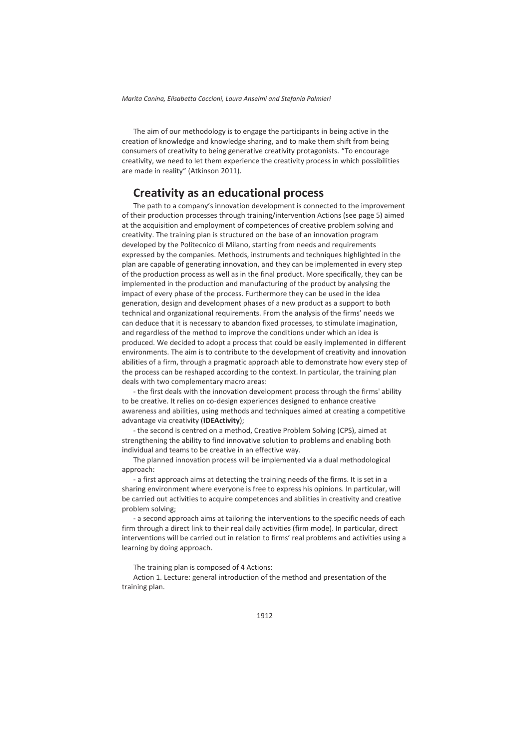The aim of our methodology is to engage the participants in being active in the creation of knowledge and knowledge sharing, and to make them shift from being consumers of creativity to being generative creativity protagonists. "To encourage creativity, we need to let them experience the creativity process in which possibilities are made in reality" (Atkinson 2011).

## Creativity as an educational process

The path to a company's innovation development is connected to the improvement of their production processes through training/intervention Actions (see page 5) aimed at the acquisition and employment of competences of creative problem solving and creativity. The training plan is structured on the base of an innovation program developed by the Politecnico di Milano, starting from needs and requirements expressed by the companies. Methods, instruments and techniques highlighted in the plan are capable of generating innovation, and they can be implemented in every step of the production process as well as in the final product. More specifically, they can be implemented in the production and manufacturing of the product by analysing the impact of every phase of the process. Furthermore they can be used in the idea generation, design and development phases of a new product as a support to both technical and organizational requirements. From the analysis of the firms' needs we can deduce that it is necessary to abandon fixed processes, to stimulate imagination, and regardless of the method to improve the conditions under which an idea is produced. We decided to adopt a process that could be easily implemented in different environments. The aim is to contribute to the development of creativity and innovation abilities of a firm, through a pragmatic approach able to demonstrate how every step of the process can be reshaped according to the context. In particular, the training plan deals with two complementary macro areas:

- the first deals with the innovation development process through the firms' ability to be creative. It relies on co-design experiences designed to enhance creative awareness and abilities, using methods and techniques aimed at creating a competitive advantage via creativity (**IDEActivity**);

- the second is centred on a method, Creative Problem Solving (CPS), aimed at strengthening the ability to find innovative solution to problems and enabling both individual and teams to be creative in an effective way.

The planned innovation process will be implemented via a dual methodological approach:

- a first approach aims at detecting the training needs of the firms. It is set in a sharing environment where everyone is free to express his opinions. In particular, will be carried out activities to acquire competences and abilities in creativity and creative problem solving;

- a second approach aims at tailoring the interventions to the specific needs of each firm through a direct link to their real daily activities (firm mode). In particular, direct interventions will be carried out in relation to firms' real problems and activities using a learning by doing approach.

The training plan is composed of 4 Actions:

Action 1. Lecture: general introduction of the method and presentation of the training plan.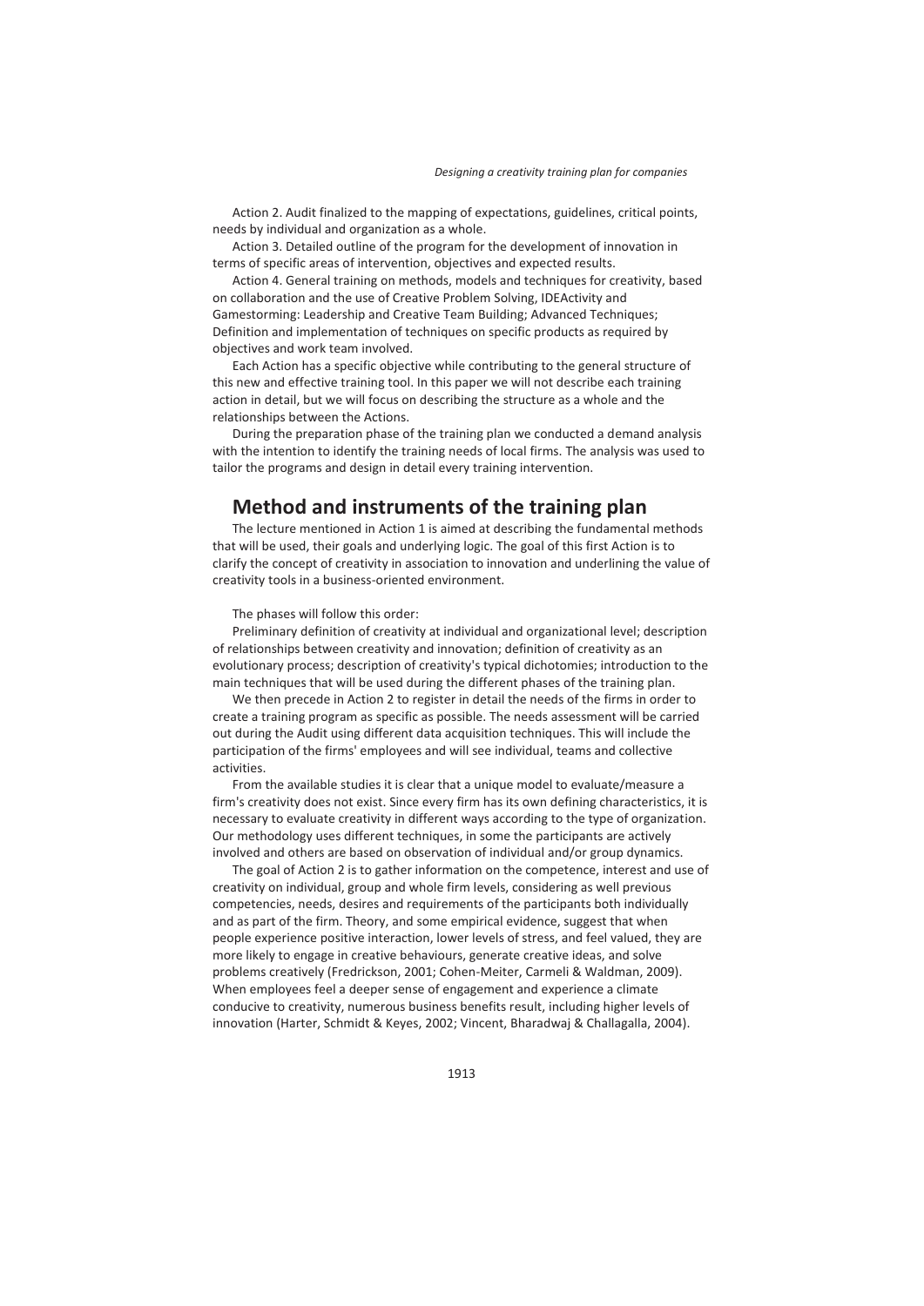Action 2. Audit finalized to the mapping of expectations, guidelines, critical points, needs by individual and organization as a whole.

Action 3. Detailed outline of the program for the development of innovation in terms of specific areas of intervention, objectives and expected results.

Action 4. General training on methods, models and techniques for creativity, based on collaboration and the use of Creative Problem Solving, IDEActivity and Gamestorming: Leadership and Creative Team Building; Advanced Techniques; Definition and implementation of techniques on specific products as required by objectives and work team involved.

Each Action has a specific objective while contributing to the general structure of this new and effective training tool. In this paper we will not describe each training action in detail, but we will focus on describing the structure as a whole and the relationships between the Actions.

During the preparation phase of the training plan we conducted a demand analysis with the intention to identify the training needs of local firms. The analysis was used to tailor the programs and design in detail every training intervention.

## Method and instruments of the training plan

The lecture mentioned in Action 1 is aimed at describing the fundamental methods that will be used, their goals and underlying logic. The goal of this first Action is to clarify the concept of creativity in association to innovation and underlining the value of creativity tools in a business-oriented environment.

The phases will follow this order:

Preliminary definition of creativity at individual and organizational level; description of relationships between creativity and innovation; definition of creativity as an evolutionary process; description of creativity's typical dichotomies; introduction to the main techniques that will be used during the different phases of the training plan.

We then precede in Action 2 to register in detail the needs of the firms in order to create a training program as specific as possible. The needs assessment will be carried out during the Audit using different data acquisition techniques. This will include the participation of the firms' employees and will see individual, teams and collective activities.

From the available studies it is clear that a unique model to evaluate/measure a firm's creativity does not exist. Since every firm has its own defining characteristics, it is necessary to evaluate creativity in different ways according to the type of organization. Our methodology uses different techniques, in some the participants are actively involved and others are based on observation of individual and/or group dynamics.

The goal of Action 2 is to gather information on the competence, interest and use of creativity on individual, group and whole firm levels, considering as well previous competencies, needs, desires and requirements of the participants both individually and as part of the firm. Theory, and some empirical evidence, suggest that when people experience positive interaction, lower levels of stress, and feel valued, they are more likely to engage in creative behaviours, generate creative ideas, and solve problems creatively (Fredrickson, 2001; Cohen-Meiter, Carmeli & Waldman, 2009). When employees feel a deeper sense of engagement and experience a climate conducive to creativity, numerous business benefits result, including higher levels of innovation (Harter, Schmidt & Keyes, 2002; Vincent, Bharadwaj & Challagalla, 2004).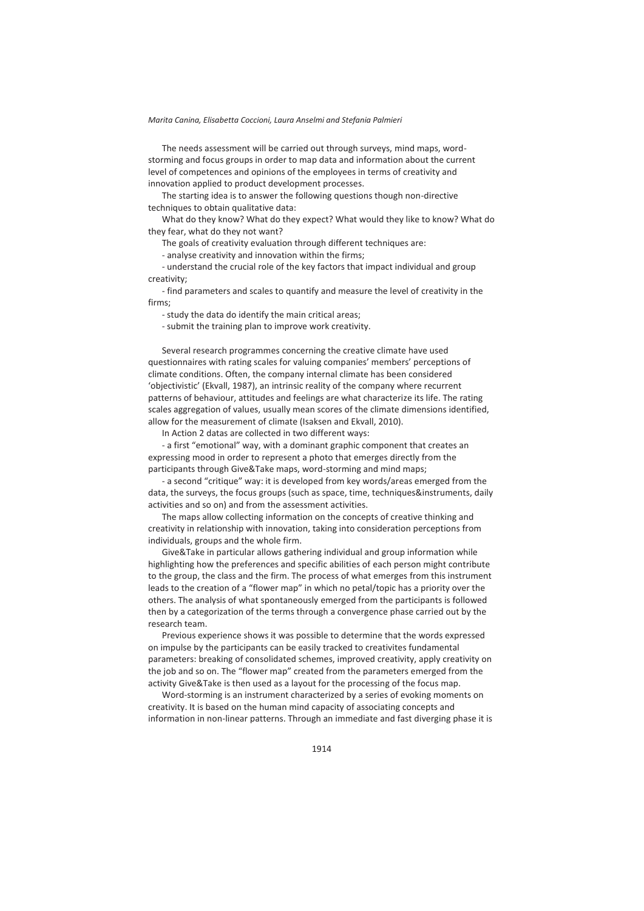The needs assessment will be carried out through surveys, mind maps, word-storming and focus groups in order to map data and information about the current level of competences and opinions of the employees in terms of creativity and innovation applied to product development processes.

The starting idea is to answer the following questions though non-directive techniques to obtain qualitative data:

What do they know? What do they expect? What would they like to know? What do they fear, what do they not want?

The goals of creativity evaluation through different techniques are:

- analyse creativity and innovation within the firms;
- understand the crucial role of the key factors that impact individual and group creativity;
- find parameters and scales to quantify and measure the level of creativity in the firms;
- study the data do identify the main critical areas;
- submit the training plan to improve work creativity.

Several research programmes concerning the creative climate have used questionnaires with rating scales for valuing companies' members' perceptions of climate conditions. Often, the company internal climate has been considered 'objectivistic' (Ekvall, 1987), an intrinsic reality of the company where recurrent patterns of behaviour, attitudes and feelings are what characterize its life. The rating scales aggregation of values, usually mean scores of the climate dimensions identified, allow for the measurement of climate (Isaksen and Ekvall, 2010).

In Action 2 datas are collected in two different ways:

- a first "emotional" way, with a dominant graphic component that creates an expressing mood in order to represent a photo that emerges directly from the participants through Give&Take maps, word-storming and mind maps;
- a second "critique" way: it is developed from key words/areas emerged from the data, the surveys, the focus groups (such as space, time, techniques&instruments, daily activities and so on) and from the assessment activities.

The maps allow collecting information on the concepts of creative thinking and creativity in relationship with innovation, taking into consideration perceptions from individuals, groups and the whole firm.

Give&Take in particular allows gathering individual and group information while highlighting how the preferences and specific abilities of each person might contribute to the group, the class and the firm. The process of what emerges from this instrument leads to the creation of a "flower map" in which no petal/topic has a priority over the others. The analysis of what spontaneously emerged from the participants is followed then by a categorization of the terms through a convergence phase carried out by the research team.

Previous experience shows it was possible to determine that the words expressed on impulse by the participants can be easily tracked to creativites fundamental parameters: breaking of consolidated schemes, improved creativity, apply creativity on the job and so on. The "flower map" created from the parameters emerged from the activity Give&Take is then used as a layout for the processing of the focus map.

Word-storming is an instrument characterized by a series of evoking moments on creativity. It is based on the human mind capacity of associating concepts and information in non-linear patterns. Through an immediate and fast diverging phase it is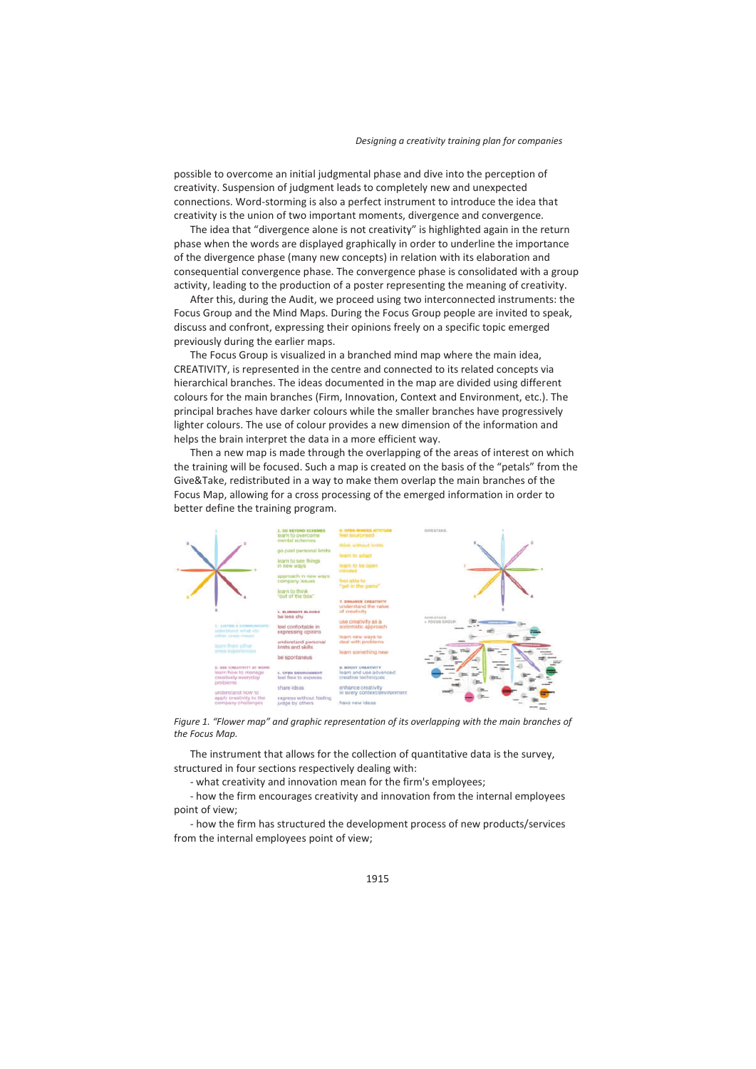possible to overcome an initial judgmental phase and dive into the perception of creativity. Suspension of judgment leads to completely new and unexpected connections. Word-storming is also a perfect instrument to introduce the idea that creativity is the union of two important moments, divergence and convergence.

The idea that "divergence alone is not creativity" is highlighted again in the return phase when the words are displayed graphically in order to underline the importance of the divergence phase (many new concepts) in relation with its elaboration and consequential convergence phase. The convergence phase is consolidated with a group activity, leading to the production of a poster representing the meaning of creativity.

After this, during the Audit, we proceed using two interconnected instruments: the Focus Group and the Mind Maps. During the Focus Group people are invited to speak, discuss and confront, expressing their opinions freely on a specific topic emerged previously during the earlier maps.

The Focus Group is visualized in a branched mind map where the main idea, CREATIVITY, is represented in the centre and connected to its related concepts via hierarchical branches. The ideas documented in the map are divided using different colours for the main branches (Firm, Innovation, Context and Environment, etc.). The principal braches have darker colours while the smaller branches have progressively lighter colours. The use of colour provides a new dimension of the information and helps the brain interpret the data in a more efficient way.

Then a new map is made through the overlapping of the areas of interest on which the training will be focused. Such a map is created on the basis of the "petals" from the Give&Take, redistributed in a way to make them overlap the main branches of the Focus Map, allowing for a cross processing of the emerged information in order to better define the training program.

*Figure 1. "Flower map" and graphic representation of its overlapping with the main branches of the Focus Map.*

The instrument that allows for the collection of quantitative data is the survey, structured in four sections respectively dealing with:

- what creativity and innovation mean for the firm's employees;

- how the firm encourages creativity and innovation from the internal employees point of view;

- how the firm has structured the development process of new products/services from the internal employees point of view;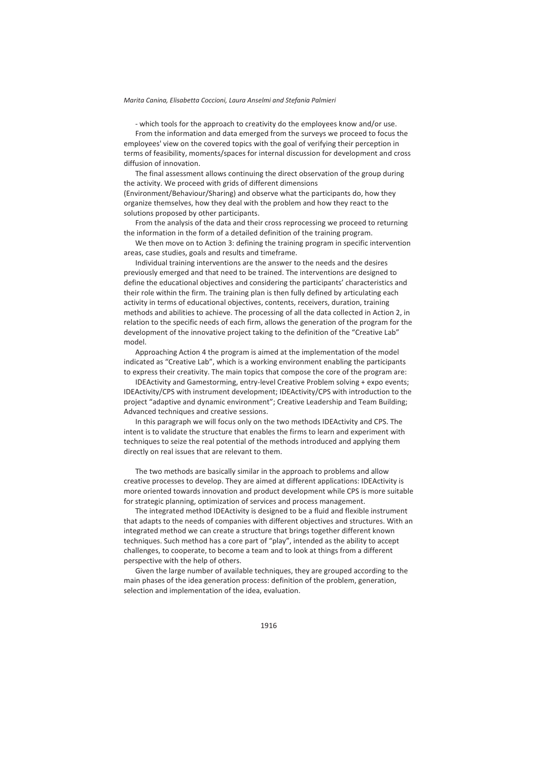- which tools for the approach to creativity do the employees know and/or use.

From the information and data emerged from the surveys we proceed to focus the employees' view on the covered topics with the goal of verifying their perception in terms of feasibility, moments/spaces for internal discussion for development and cross diffusion of innovation.

The final assessment allows continuing the direct observation of the group during the activity. We proceed with grids of different dimensions (Environment/Behaviour/Sharing) and observe what the participants do, how they organize themselves, how they deal with the problem and how they react to the solutions proposed by other participants.

From the analysis of the data and their cross reprocessing we proceed to returning the information in the form of a detailed definition of the training program.

We then move on to Action 3: defining the training program in specific intervention areas, case studies, goals and results and timeframe.

Individual training interventions are the answer to the needs and the desires previously emerged and that need to be trained. The interventions are designed to define the educational objectives and considering the participants' characteristics and their role within the firm. The training plan is then fully defined by articulating each activity in terms of educational objectives, contents, receivers, duration, training methods and abilities to achieve. The processing of all the data collected in Action 2, in relation to the specific needs of each firm, allows the generation of the program for the development of the innovative project taking to the definition of the "Creative Lab" model.

Approaching Action 4 the program is aimed at the implementation of the model indicated as "Creative Lab", which is a working environment enabling the participants to express their creativity. The main topics that compose the core of the program are:

IDEActivity and Gamestorming, entry-level Creative Problem solving + expo events; IDEActivity/CPS with instrument development; IDEActivity/CPS with introduction to the project "adaptive and dynamic environment"; Creative Leadership and Team Building; Advanced techniques and creative sessions.

In this paragraph we will focus only on the two methods IDEActivity and CPS. The intent is to validate the structure that enables the firms to learn and experiment with techniques to seize the real potential of the methods introduced and applying them directly on real issues that are relevant to them.

The two methods are basically similar in the approach to problems and allow creative processes to develop. They are aimed at different applications: IDEActivity is more oriented towards innovation and product development while CPS is more suitable for strategic planning, optimization of services and process management.

The integrated method IDEActivity is designed to be a fluid and flexible instrument that adapts to the needs of companies with different objectives and structures. With an integrated method we can create a structure that brings together different known techniques. Such method has a core part of "play", intended as the ability to accept challenges, to cooperate, to become a team and to look at things from a different perspective with the help of others.

Given the large number of available techniques, they are grouped according to the main phases of the idea generation process: definition of the problem, generation, selection and implementation of the idea, evaluation.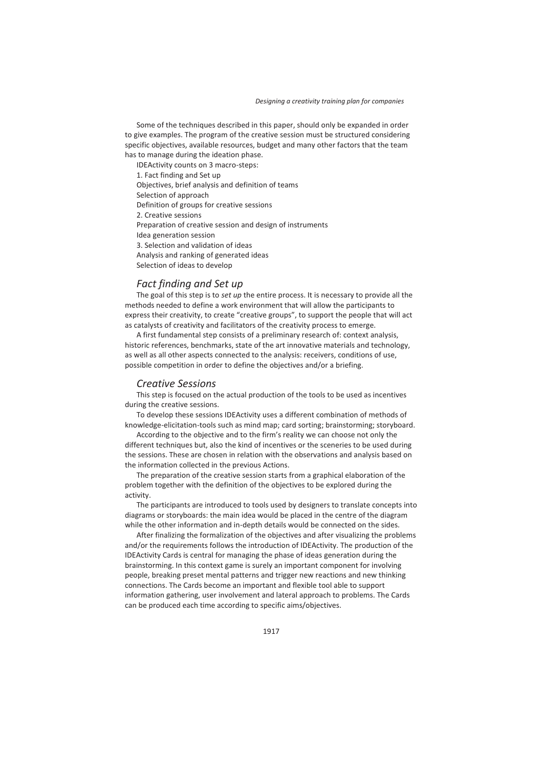Some of the techniques described in this paper, should only be expanded in order to give examples. The program of the creative session must be structured considering specific objectives, available resources, budget and many other factors that the team has to manage during the ideation phase.

IDEActivity counts on 3 macro-steps:

1. Fact finding and Set up

Objectives, brief analysis and definition of teams

Selection of approach

Definition of groups for creative sessions

2. Creative sessions

Preparation of creative session and design of instruments

Idea generation session

3. Selection and validation of ideas

Analysis and ranking of generated ideas

Selection of ideas to develop

## *Fact finding and Set up*

The goal of this step is to *set up* the entire process. It is necessary to provide all the methods needed to define a work environment that will allow the participants to express their creativity, to create "creative groups", to support the people that will act as catalysts of creativity and facilitators of the creativity process to emerge.

A first fundamental step consists of a preliminary research of: context analysis, historic references, benchmarks, state of the art innovative materials and technology, as well as all other aspects connected to the analysis: receivers, conditions of use, possible competition in order to define the objectives and/or a briefing.

## *Creative Sessions*

This step is focused on the actual production of the tools to be used as incentives during the creative sessions.

To develop these sessions IDEActivity uses a different combination of methods of knowledge-elicitation-tools such as mind map; card sorting; brainstorming; storyboard.

According to the objective and to the firm's reality we can choose not only the different techniques but, also the kind of incentives or the sceneries to be used during the sessions. These are chosen in relation with the observations and analysis based on the information collected in the previous Actions.

The preparation of the creative session starts from a graphical elaboration of the problem together with the definition of the objectives to be explored during the activity.

The participants are introduced to tools used by designers to translate concepts into diagrams or storyboards: the main idea would be placed in the centre of the diagram while the other information and in-depth details would be connected on the sides.

After finalizing the formalization of the objectives and after visualizing the problems and/or the requirements follows the introduction of IDEActivity. The production of the IDEActivity Cards is central for managing the phase of ideas generation during the brainstorming. In this context game is surely an important component for involving people, breaking preset mental patterns and trigger new reactions and new thinking connections. The Cards become an important and flexible tool able to support information gathering, user involvement and lateral approach to problems. The Cards can be produced each time according to specific aims/objectives.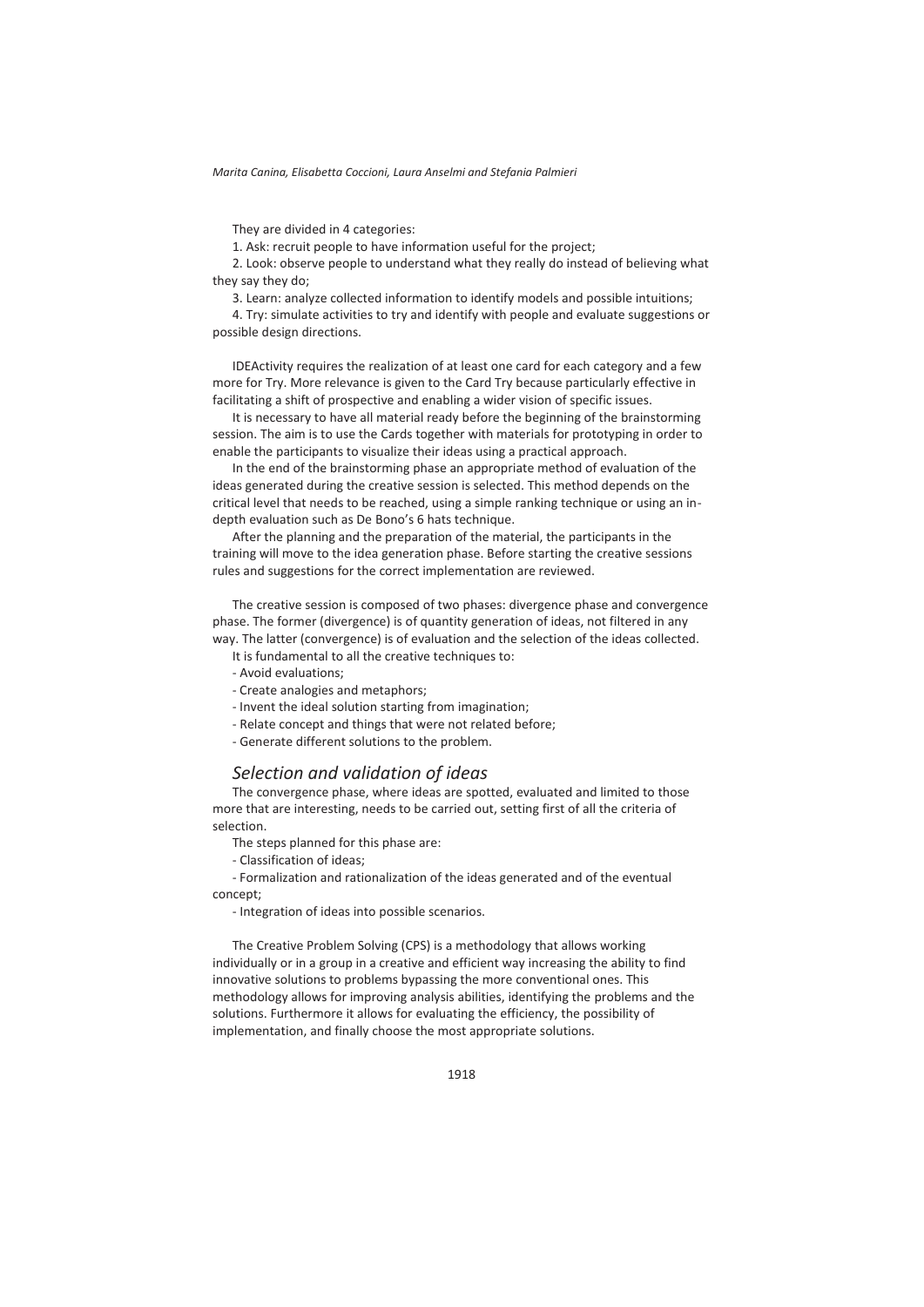They are divided in 4 categories:

1. Ask: recruit people to have information useful for the project;
2. Look: observe people to understand what they really do instead of believing what they say they do;
3. Learn: analyze collected information to identify models and possible intuitions;
4. Try: simulate activities to try and identify with people and evaluate suggestions or possible design directions.

IDEActivity requires the realization of at least one card for each category and a few more for Try. More relevance is given to the Card Try because particularly effective in facilitating a shift of prospective and enabling a wider vision of specific issues.

It is necessary to have all material ready before the beginning of the brainstorming session. The aim is to use the Cards together with materials for prototyping in order to enable the participants to visualize their ideas using a practical approach.

In the end of the brainstorming phase an appropriate method of evaluation of the ideas generated during the creative session is selected. This method depends on the critical level that needs to be reached, using a simple ranking technique or using an in-depth evaluation such as De Bono's 6 hats technique.

After the planning and the preparation of the material, the participants in the training will move to the idea generation phase. Before starting the creative sessions rules and suggestions for the correct implementation are reviewed.

The creative session is composed of two phases: divergence phase and convergence phase. The former (divergence) is of quantity generation of ideas, not filtered in any way. The latter (convergence) is of evaluation and the selection of the ideas collected.

It is fundamental to all the creative techniques to:

- Avoid evaluations;
- Create analogies and metaphors;
- Invent the ideal solution starting from imagination;
- Relate concept and things that were not related before;
- Generate different solutions to the problem.

## *Selection and validation of ideas*

The convergence phase, where ideas are spotted, evaluated and limited to those more that are interesting, needs to be carried out, setting first of all the criteria of selection.

The steps planned for this phase are:

- Classification of ideas;
- Formalization and rationalization of the ideas generated and of the eventual concept;
- Integration of ideas into possible scenarios.

The Creative Problem Solving (CPS) is a methodology that allows working individually or in a group in a creative and efficient way increasing the ability to find innovative solutions to problems bypassing the more conventional ones. This methodology allows for improving analysis abilities, identifying the problems and the solutions. Furthermore it allows for evaluating the efficiency, the possibility of implementation, and finally choose the most appropriate solutions.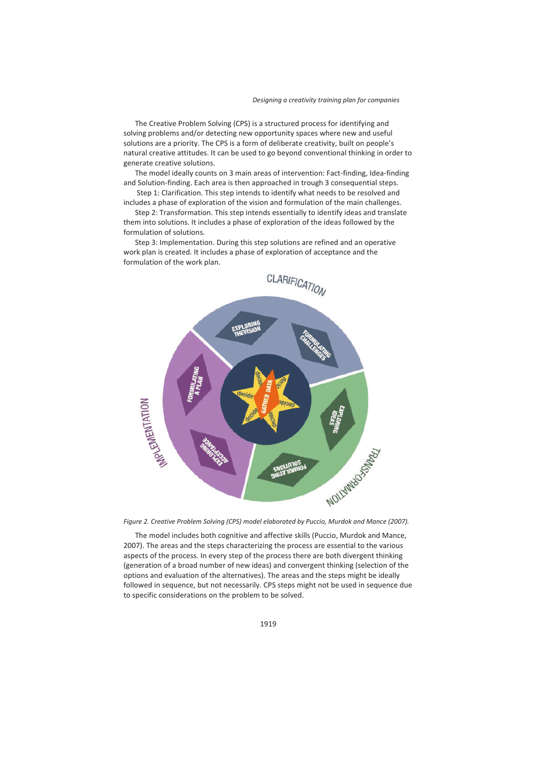The Creative Problem Solving (CPS) is a structured process for identifying and solving problems and/or detecting new opportunity spaces where new and useful solutions are a priority. The CPS is a form of deliberate creativity, built on people's natural creative attitudes. It can be used to go beyond conventional thinking in order to generate creative solutions.

The model ideally counts on 3 main areas of intervention: Fact-finding, Idea-finding and Solution-finding. Each area is then approached in trough 3 consequential steps.

Step 1: Clarification. This step intends to identify what needs to be resolved and includes a phase of exploration of the vision and formulation of the main challenges.

Step 2: Transformation. This step intends essentially to identify ideas and translate them into solutions. It includes a phase of exploration of the ideas followed by the formulation of solutions.

Step 3: Implementation. During this step solutions are refined and an operative work plan is created. It includes a phase of exploration of acceptance and the formulation of the work plan.

*Figure 2. Creative Problem Solving (CPS) model elaborated by Puccio, Murdok and Mance (2007).*

The model includes both cognitive and affective skills (Puccio, Murdok and Mance, 2007). The areas and the steps characterizing the process are essential to the various aspects of the process. In every step of the process there are both divergent thinking (generation of a broad number of new ideas) and convergent thinking (selection of the options and evaluation of the alternatives). The areas and the steps might be ideally followed in sequence, but not necessarily. CPS steps might not be used in sequence due to specific considerations on the problem to be solved.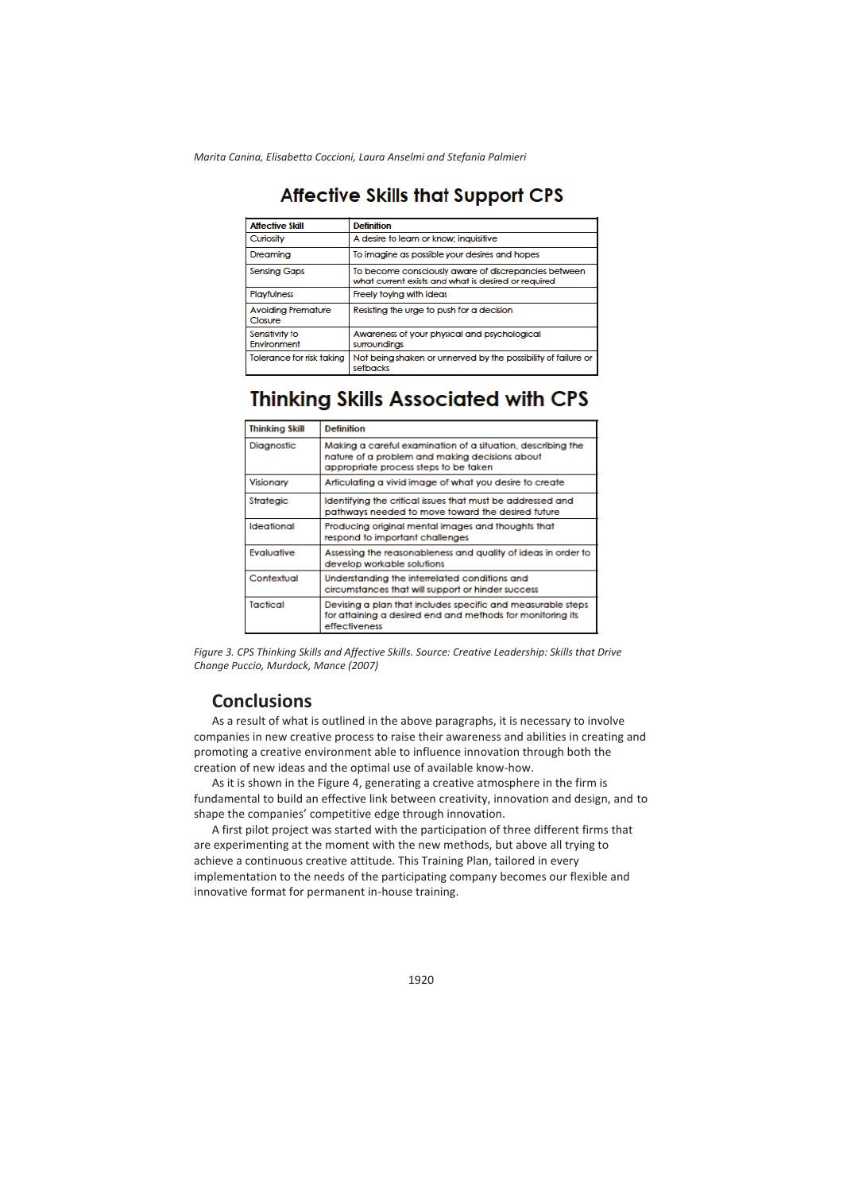## Affective Skills that Support CPS

| Affective Skill | Definition |
|---|---|
| Curiosity | A desire to learn or know; inquisitive |
| Dreaming | To imagine as possible your desires and hopes |
| Sensing Gaps | To become consciously aware of discrepancies between what current exists and what is desired or required |
| Playfulness | Freely toying with ideas |
| Avoiding Premature Closure | Resisting the urge to push for a decision |
| Sensitivity to Environment | Awareness of your physical and psychological surroundings |
| Tolerance for risk taking | Not being shaken or unnerved by the possibility of failure or setbacks |

## Thinking Skills Associated with CPS

| Thinking Skill | Definition |
|---|---|
| Diagnostic | Making a careful examination of a situation, describing the nature of a problem and making decisions about appropriate process steps to be taken |
| Visionary | Articulating a vivid image of what you desire to create |
| Strategic | Identifying the critical issues that must be addressed and pathways needed to move toward the desired future |
| Ideational | Producing original mental images and thoughts that respond to important challenges |
| Evaluative | Assessing the reasonableness and quality of ideas in order to develop workable solutions |
| Contextual | Understanding the interrelated conditions and circumstances that will support or hinder success |
| Tactical | Devising a plan that includes specific and measurable steps for attaining a desired end and methods for monitoring its effectiveness |

*Figure 3. CPS Thinking Skills and Affective Skills. Source: Creative Leadership: Skills that Drive Change Puccio, Murdock, Mance (2007)*

## Conclusions

As a result of what is outlined in the above paragraphs, it is necessary to involve companies in new creative process to raise their awareness and abilities in creating and promoting a creative environment able to influence innovation through both the creation of new ideas and the optimal use of available know-how.

As it is shown in the Figure 4, generating a creative atmosphere in the firm is fundamental to build an effective link between creativity, innovation and design, and to shape the companies' competitive edge through innovation.

A first pilot project was started with the participation of three different firms that are experimenting at the moment with the new methods, but above all trying to achieve a continuous creative attitude. This Training Plan, tailored in every implementation to the needs of the participating company becomes our flexible and innovative format for permanent in-house training.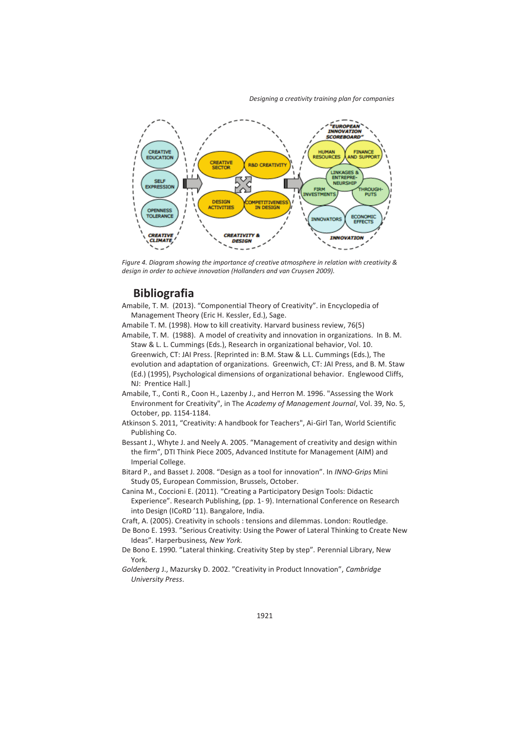Figure 4. *Diagram showing the importance of creative atmosphere in relation with creativity & design in order to achieve innovation (Hollanders and van Cruysen 2009).*

## Bibliografia

Amabile, T. M. (2013). "Componential Theory of Creativity". in Encyclopedia of Management Theory (Eric H. Kessler, Ed.), Sage.

Amabile T. M. (1998). How to kill creativity. Harvard business review, 76(5)

Amabile, T. M. (1988). A model of creativity and innovation in organizations. In B. M. Staw & L. L. Cummings (Eds.), Research in organizational behavior, Vol. 10. Greenwich, CT: JAI Press. [Reprinted in: B.M. Staw & L.L. Cummings (Eds.), The evolution and adaptation of organizations. Greenwich, CT: JAI Press, and B. M. Staw (Ed.) (1995), Psychological dimensions of organizational behavior. Englewood Cliffs, NJ: Prentice Hall.]

Amabile, T., Conti R., Coon H., Lazenby J., and Herron M. 1996. "Assessing the Work Environment for Creativity", in The *Academy of Management Journal*, Vol. 39, No. 5, October, pp. 1154-1184.

Atkinson S. 2011, "Creativity: A handbook for Teachers", Ai-Girl Tan, World Scientific Publishing Co.

Bessant J., Whyte J. and Neely A. 2005. "Management of creativity and design within the firm", DTI Think Piece 2005, Advanced Institute for Management (AIM) and Imperial College.

Bitard P., and Basset J. 2008. "Design as a tool for innovation". In *INNO-Grips* Mini Study 05, European Commission, Brussels, October.

Canina M., Coccioni E. (2011). "Creating a Participatory Design Tools: Didactic Experience". Research Publishing, (pp. 1- 9). International Conference on Research into Design (ICoRD '11). Bangalore, India.

Craft, A. (2005). Creativity in schools : tensions and dilemmas. London: Routledge.

De Bono E. 1993. "Serious Creativity: Using the Power of Lateral Thinking to Create New Ideas". Harperbusiness*, New York.*

De Bono E. 1990. "Lateral thinking. Creativity Step by step". Perennial Library, New York.

*Goldenberg* J., Mazursky D. 2002. "Creativity in Product Innovation", *Cambridge University Press*.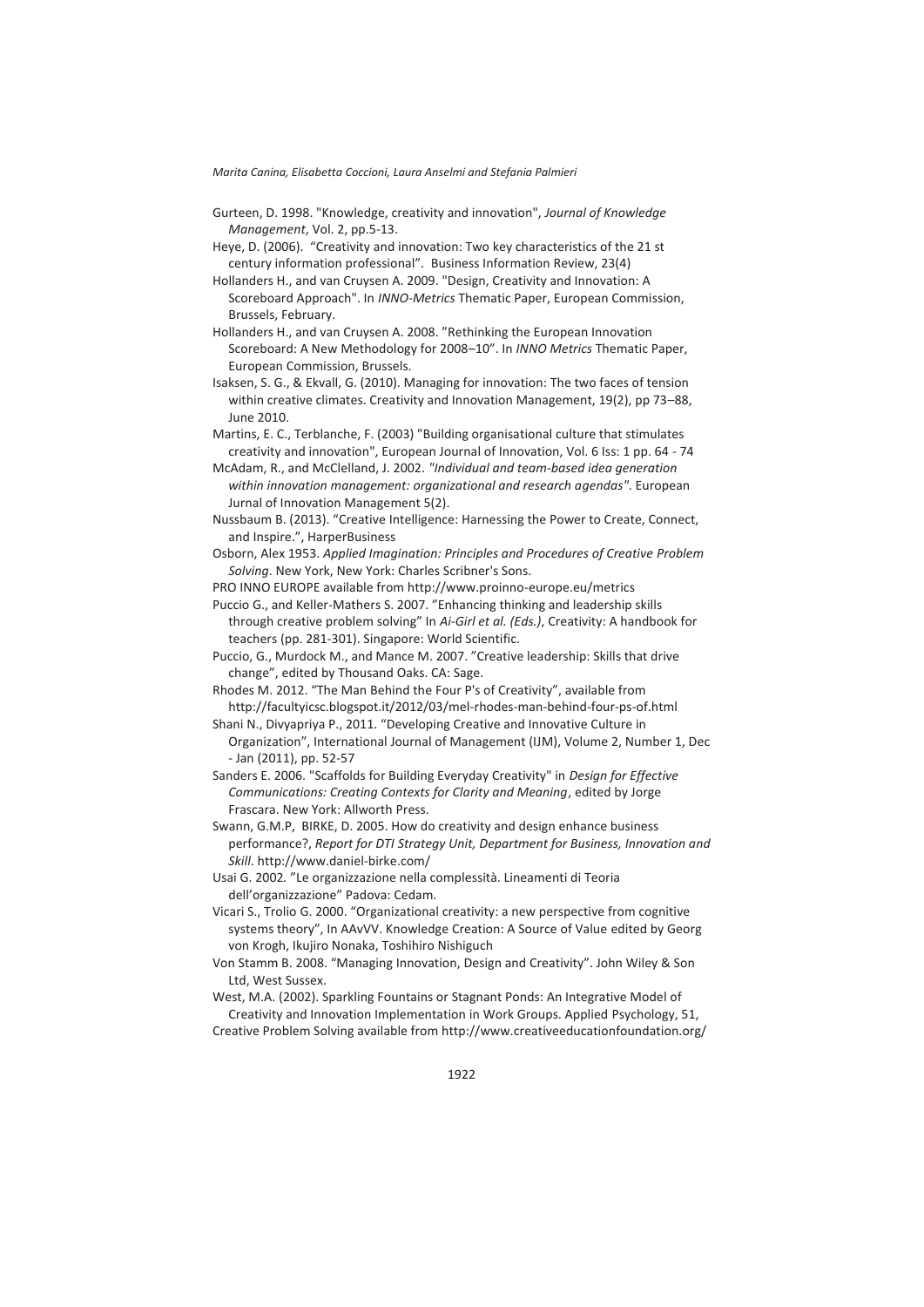Gurteen, D. 1998. "Knowledge, creativity and innovation", *Journal of Knowledge Management*, Vol. 2, pp.5-13.

Heye, D. (2006). "Creativity and innovation: Two key characteristics of the 21 st century information professional". Business Information Review, 23(4)

Hollanders H., and van Cruysen A. 2009. "Design, Creativity and Innovation: A Scoreboard Approach". In *INNO-Metrics* Thematic Paper, European Commission, Brussels, February.

Hollanders H., and van Cruysen A. 2008. "Rethinking the European Innovation Scoreboard: A New Methodology for 2008–10". In *INNO Metrics* Thematic Paper, European Commission, Brussels.

Isaksen, S. G., & Ekvall, G. (2010). Managing for innovation: The two faces of tension within creative climates. Creativity and Innovation Management, 19(2), pp 73–88, June 2010.

Martins, E. C., Terblanche, F. (2003) "Building organisational culture that stimulates creativity and innovation", European Journal of Innovation, Vol. 6 Iss: 1 pp. 64 - 74

McAdam, R., and McClelland, J. 2002. *"Individual and team-based idea generation within innovation management: organizational and research agendas"*. European Jurnal of Innovation Management 5(2).

Nussbaum B. (2013). "Creative Intelligence: Harnessing the Power to Create, Connect, and Inspire.", HarperBusiness

Osborn, Alex 1953. *Applied Imagination: Principles and Procedures of Creative Problem Solving*. New York, New York: Charles Scribner's Sons.

PRO INNO EUROPE available from http://www.proinno-europe.eu/metrics

Puccio G., and Keller-Mathers S. 2007. "Enhancing thinking and leadership skills through creative problem solving" In *Ai-Girl et al. (Eds.)*, Creativity: A handbook for teachers (pp. 281-301). Singapore: World Scientific.

Puccio, G., Murdock M., and Mance M. 2007. "Creative leadership: Skills that drive change", edited by Thousand Oaks. CA: Sage.

Rhodes M. 2012. "The Man Behind the Four P's of Creativity", available from http://facultyicsc.blogspot.it/2012/03/mel-rhodes-man-behind-four-ps-of.html

Shani N., Divyapriya P., 2011. "Developing Creative and Innovative Culture in Organization", International Journal of Management (IJM), Volume 2, Number 1, Dec - Jan (2011), pp. 52-57

Sanders E. 2006. "Scaffolds for Building Everyday Creativity" in *Design for Effective Communications: Creating Contexts for Clarity and Meaning*, edited by Jorge Frascara. New York: Allworth Press.

Swann, G.M.P, BIRKE, D. 2005. How do creativity and design enhance business performance?, *Report for DTI Strategy Unit, Department for Business, Innovation and Skill*. http://www.daniel-birke.com/

Usai G. 2002. "Le organizzazione nella complessità. Lineamenti di Teoria dell'organizzazione" Padova: Cedam.

Vicari S., Trolio G. 2000. "Organizational creativity: a new perspective from cognitive systems theory", In AAvVV. Knowledge Creation: A Source of Value edited by Georg von Krogh, Ikujiro Nonaka, Toshihiro Nishiguch

Von Stamm B. 2008. "Managing Innovation, Design and Creativity". John Wiley & Son Ltd, West Sussex.

West, M.A. (2002). Sparkling Fountains or Stagnant Ponds: An Integrative Model of Creativity and Innovation Implementation in Work Groups. Applied Psychology, 51,

Creative Problem Solving available from http://www.creativeeducationfoundation.org/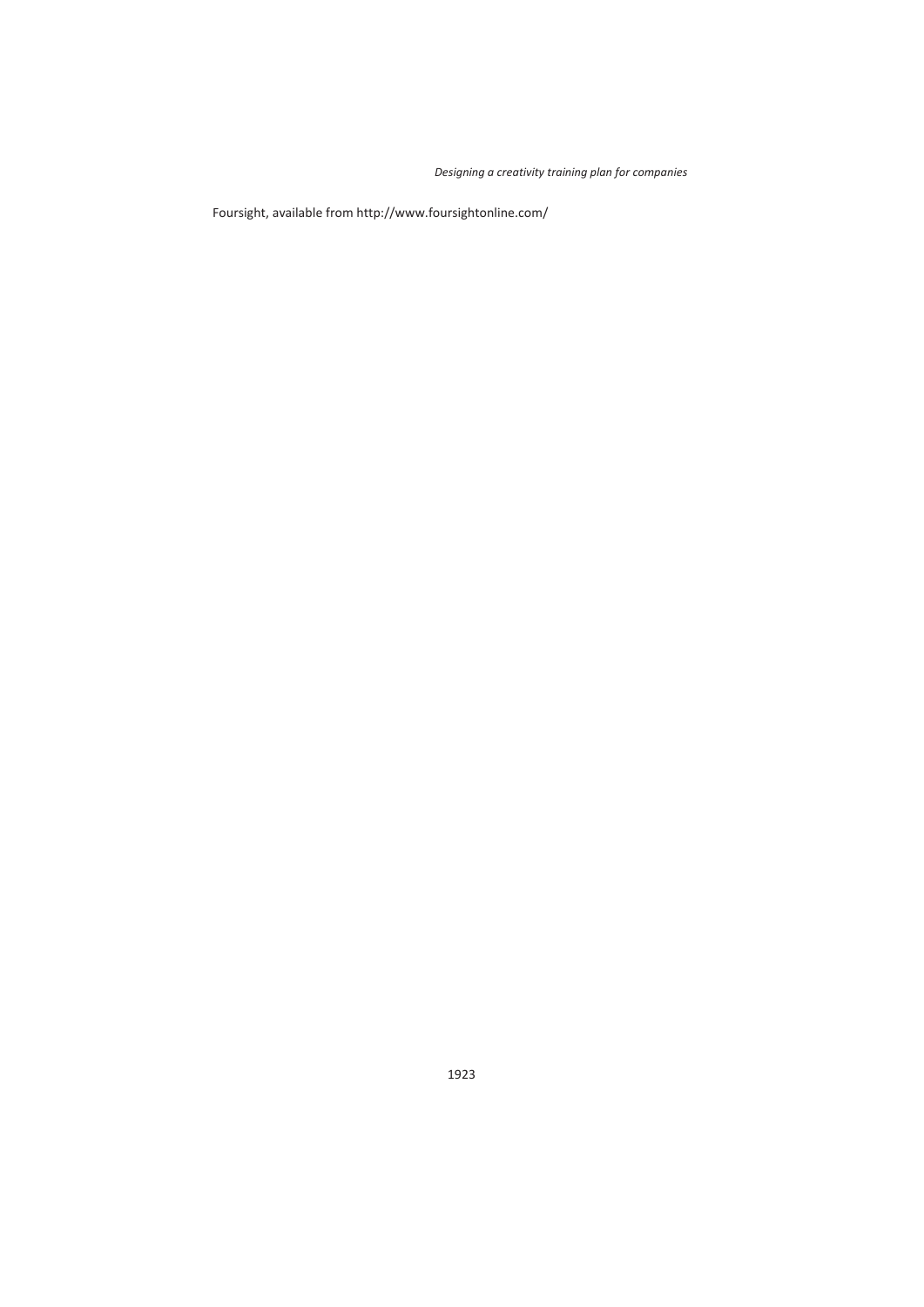Foursight, available from http://www.foursightonline.com/